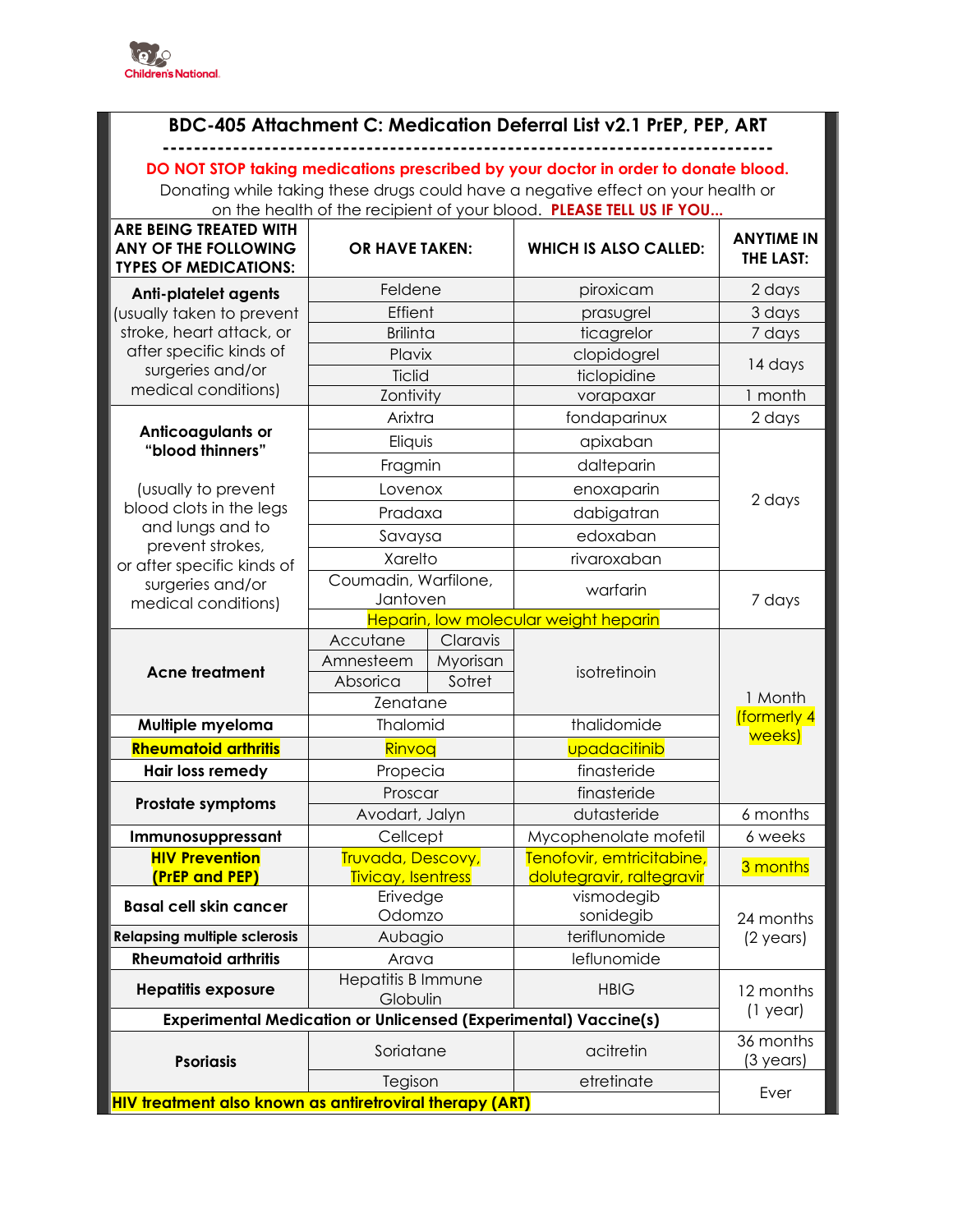Children's National

## BDC-405 Attachment C: Medication Deferral List v2.1 PrEP, PEP, ART

**DO NOT STOP taking medications prescribed by your doctor in order to donate blood.**

Donating while taking these drugs could have a negative effect on your health or on the health of the recipient of your blood. **PLEASE TELL US IF YOU...**

| ARE BEING TREATED WITH ANY OF THE FOLLOWING TYPES OF MEDICATIONS: | OR HAVE TAKEN: | WHICH IS ALSO CALLED: | ANYTIME IN THE LAST: |
|---|---|---|---|
| **Anti-platelet agents** (usually taken to prevent stroke, heart attack, or after specific kinds of surgeries and/or medical conditions) | Feldene | piroxicam | 2 days |
| | Effient | prasugrel | 3 days |
| | Brilinta | ticagrelor | 7 days |
| | Plavix | clopidogrel | 14 days |
| | Ticlid | ticlopidine | |
| | Zontivity | vorapaxar | 1 month |
| **Anticoagulants or "blood thinners"** (usually to prevent blood clots in the legs and lungs and to prevent strokes, or after specific kinds of surgeries and/or medical conditions) | Arixtra | fondaparinux | 2 days |
| | Eliquis | apixaban | 2 days |
| | Fragmin | dalteparin | |
| | Lovenox | enoxaparin | |
| | Pradaxa | dabigatran | |
| | Savaysa | edoxaban | |
| | Xarelto | rivaroxaban | |
| | Coumadin, Warfilone, Jantoven | warfarin | 7 days |
| | Heparin, low molecular weight heparin | | |
| **Acne treatment** | Accutane, Claravis, Amnesteem, Myorisan, Absorica, Sotret, Zenatane | isotretinoin | 1 Month (formerly 4 weeks) |
| **Multiple myeloma** | Thalomid | thalidomide | |
| **Rheumatoid arthritis** | Rinvoq | upadacitinib | |
| **Hair loss remedy** | Propecia | finasteride | |
| **Prostate symptoms** | Proscar | finasteride | |
| | Avodart, Jalyn | dutasteride | 6 months |
| **Immunosuppressant** | Cellcept | Mycophenolate mofetil | 6 weeks |
| **HIV Prevention (PrEP and PEP)** | Truvada, Descovy, Tivicay, Isentress | Tenofovir, emtricitabine, dolutegravir, raltegravir | 3 months |
| **Basal cell skin cancer** | Erivedge, Odomzo | vismodegib, sonidegib | 24 months (2 years) |
| **Relapsing multiple sclerosis** | Aubagio | teriflunomide | |
| **Rheumatoid arthritis** | Arava | leflunomide | |
| **Hepatitis exposure** | Hepatitis B Immune Globulin | HBIG | 12 months (1 year) |
| **Experimental Medication or Unlicensed (Experimental) Vaccine(s)** | | | |
| **Psoriasis** | Soriatane | acitretin | 36 months (3 years) |
| | Tegison | etretinate | Ever |
| **HIV treatment also known as antiretroviral therapy (ART)** | | | |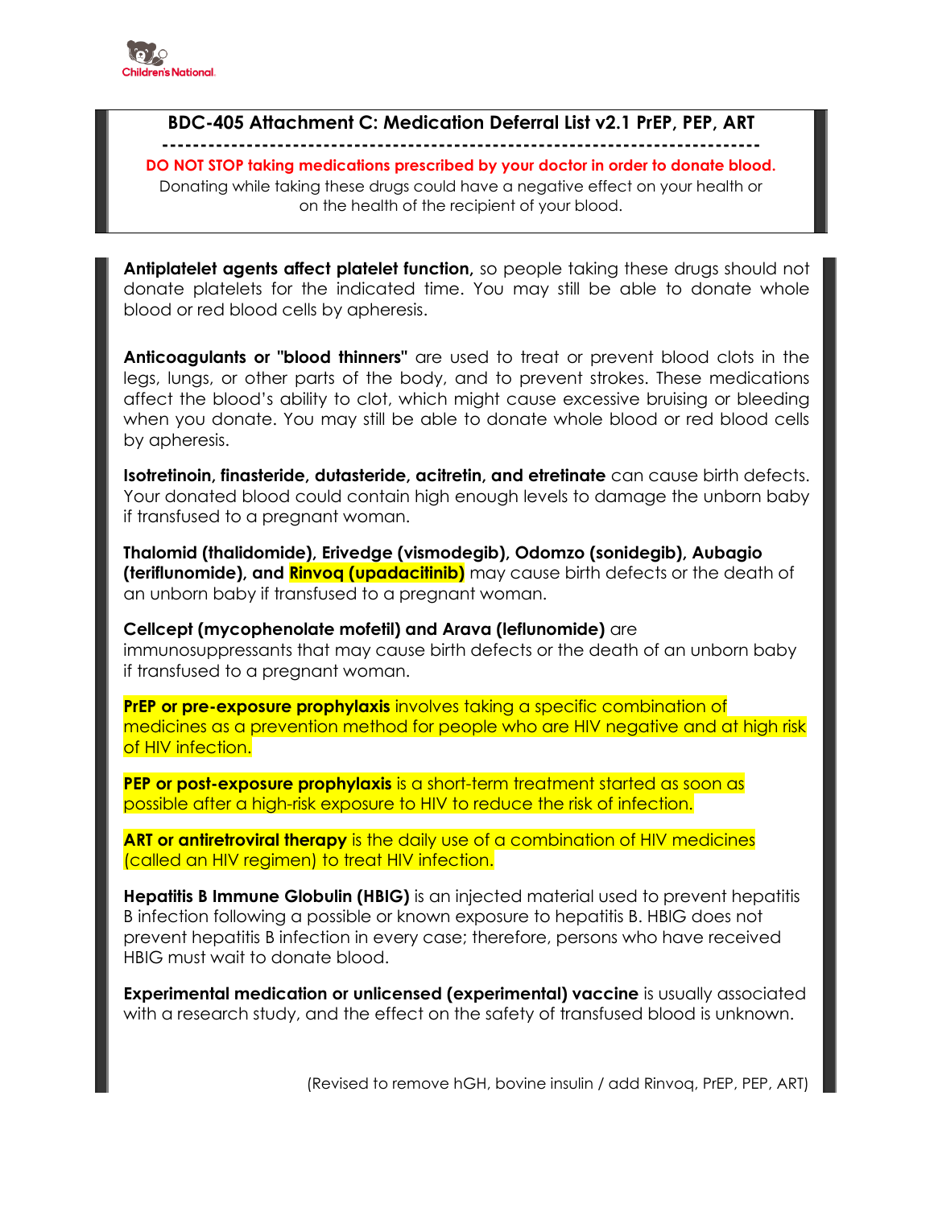## BDC-405 Attachment C: Medication Deferral List v2.1 PrEP, PEP, ART

-----------------------------------------------------------------------------

**DO NOT STOP taking medications prescribed by your doctor in order to donate blood.**

Donating while taking these drugs could have a negative effect on your health or on the health of the recipient of your blood.

**Antiplatelet agents affect platelet function,** so people taking these drugs should not donate platelets for the indicated time. You may still be able to donate whole blood or red blood cells by apheresis.

**Anticoagulants or "blood thinners"** are used to treat or prevent blood clots in the legs, lungs, or other parts of the body, and to prevent strokes. These medications affect the blood's ability to clot, which might cause excessive bruising or bleeding when you donate. You may still be able to donate whole blood or red blood cells by apheresis.

**Isotretinoin, finasteride, dutasteride, acitretin, and etretinate** can cause birth defects. Your donated blood could contain high enough levels to damage the unborn baby if transfused to a pregnant woman.

**Thalomid (thalidomide), Erivedge (vismodegib), Odomzo (sonidegib), Aubagio (teriflunomide), and Rinvoq (upadacitinib)** may cause birth defects or the death of an unborn baby if transfused to a pregnant woman.

**Cellcept (mycophenolate mofetil) and Arava (leflunomide)** are immunosuppressants that may cause birth defects or the death of an unborn baby if transfused to a pregnant woman.

**PrEP or pre-exposure prophylaxis** involves taking a specific combination of medicines as a prevention method for people who are HIV negative and at high risk of HIV infection.

**PEP or post-exposure prophylaxis** is a short-term treatment started as soon as possible after a high-risk exposure to HIV to reduce the risk of infection.

**ART or antiretroviral therapy** is the daily use of a combination of HIV medicines (called an HIV regimen) to treat HIV infection.

**Hepatitis B Immune Globulin (HBIG)** is an injected material used to prevent hepatitis B infection following a possible or known exposure to hepatitis B. HBIG does not prevent hepatitis B infection in every case; therefore, persons who have received HBIG must wait to donate blood.

**Experimental medication or unlicensed (experimental) vaccine** is usually associated with a research study, and the effect on the safety of transfused blood is unknown.

(Revised to remove hGH, bovine insulin / add Rinvoq, PrEP, PEP, ART)